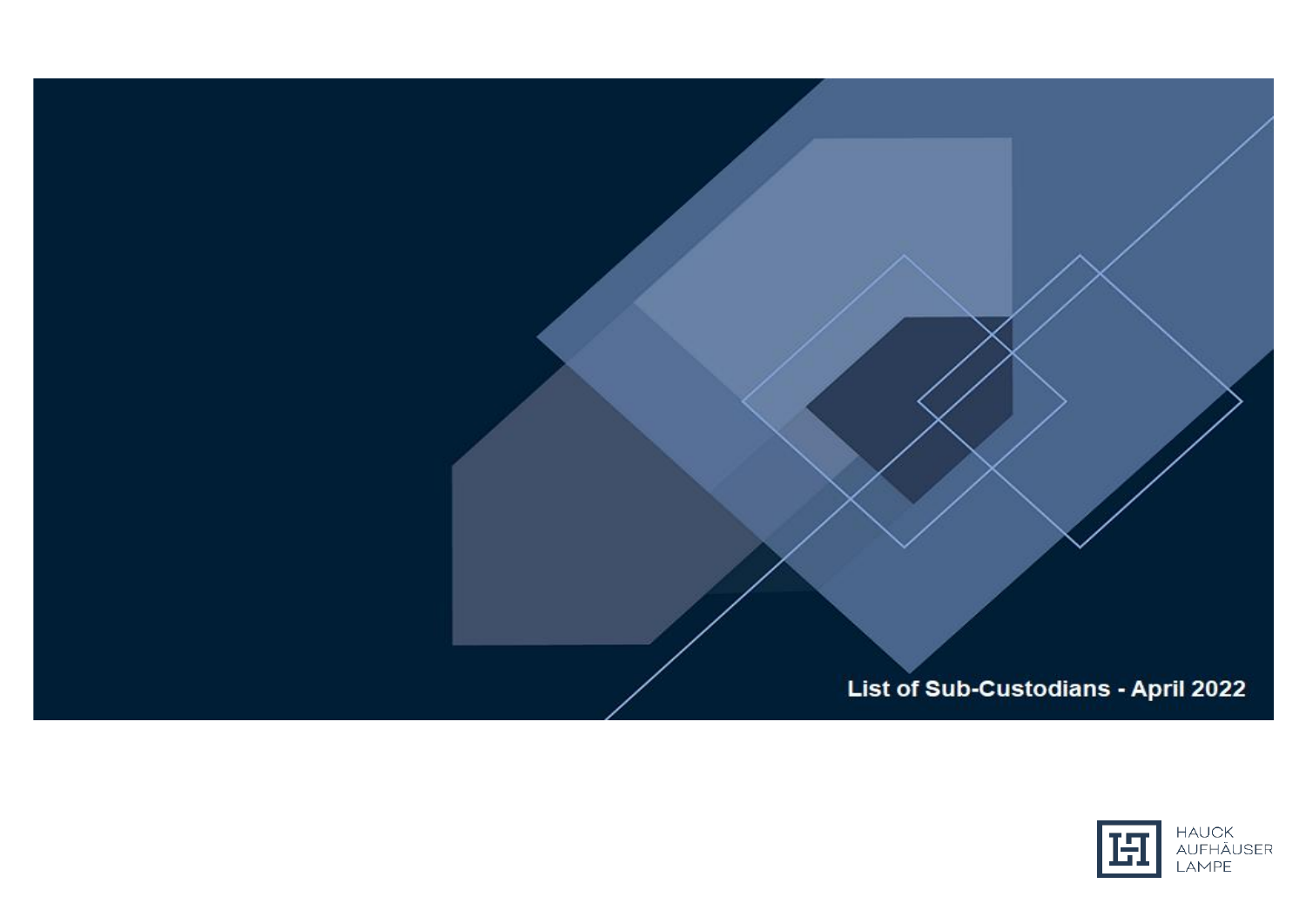# List of Sub-Custodians - April 2022

HAUCK AUFHÄUSER LAMPE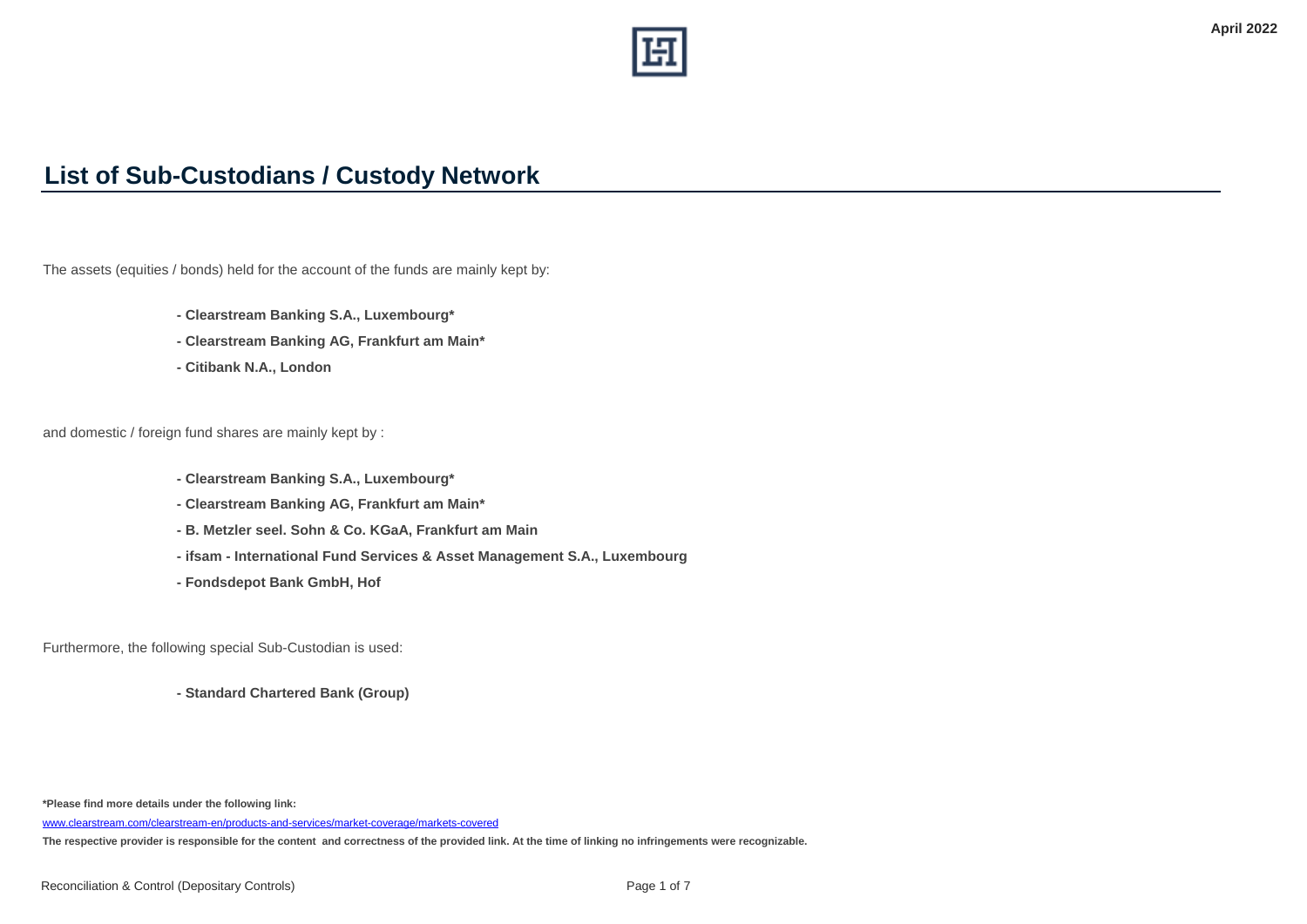April 2022

# List of Sub-Custodians / Custody Network

The assets (equities / bonds) held for the account of the funds are mainly kept by:

- **Clearstream Banking S.A., Luxembourg***
- **Clearstream Banking AG, Frankfurt am Main***
- **Citibank N.A., London**

and domestic / foreign fund shares are mainly kept by :

- **Clearstream Banking S.A., Luxembourg***
- **Clearstream Banking AG, Frankfurt am Main***
- **B. Metzler seel. Sohn & Co. KGaA, Frankfurt am Main**
- **ifsam - International Fund Services & Asset Management S.A., Luxembourg**
- **Fondsdepot Bank GmbH, Hof**

Furthermore, the following special Sub-Custodian is used:

- **Standard Chartered Bank (Group)**

**\*Please find more details under the following link:**

[www.clearstream.com/clearstream-en/products-and-services/market-coverage/markets-covered](http://www.clearstream.com/clearstream-en/products-and-services/market-coverage/markets-covered)

**The respective provider is responsible for the content and correctness of the provided link. At the time of linking no infringements were recognizable.**

Reconciliation & Control (Depositary Controls)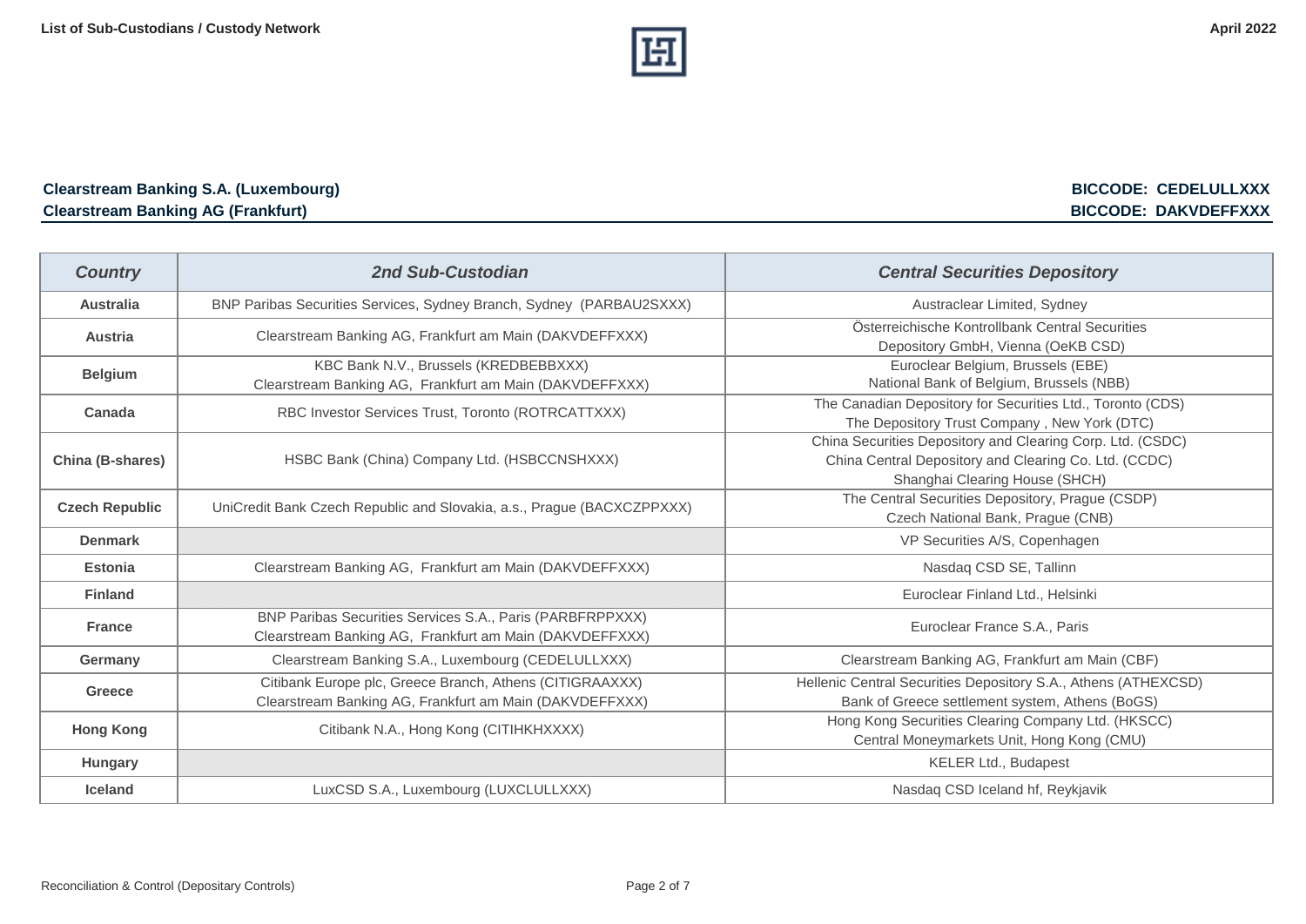**Clearstream Banking S.A. (Luxembourg)** **BICCODE: CEDELULLXXX**

**Clearstream Banking AG (Frankfurt)** **BICCODE: DAKVDEFFXXX**

| Country | 2nd Sub-Custodian | Central Securities Depository |
|---|---|---|
| **Australia** | BNP Paribas Securities Services, Sydney Branch, Sydney (PARBAU2SXXX) | Austraclear Limited, Sydney |
| **Austria** | Clearstream Banking AG, Frankfurt am Main (DAKVDEFFXXX) | Österreichische Kontrollbank Central Securities Depository GmbH, Vienna (OeKB CSD) |
| **Belgium** | KBC Bank N.V., Brussels (KREDBEBBXXX)<br>Clearstream Banking AG, Frankfurt am Main (DAKVDEFFXXX) | Euroclear Belgium, Brussels (EBE)<br>National Bank of Belgium, Brussels (NBB) |
| **Canada** | RBC Investor Services Trust, Toronto (ROTRCATTXXX) | The Canadian Depository for Securities Ltd., Toronto (CDS)<br>The Depository Trust Company , New York (DTC) |
| **China (B-shares)** | HSBC Bank (China) Company Ltd. (HSBCCNSHXXX) | China Securities Depository and Clearing Corp. Ltd. (CSDC)<br>China Central Depository and Clearing Co. Ltd. (CCDC)<br>Shanghai Clearing House (SHCH) |
| **Czech Republic** | UniCredit Bank Czech Republic and Slovakia, a.s., Prague (BACXCZPPXXX) | The Central Securities Depository, Prague (CSDP)<br>Czech National Bank, Prague (CNB) |
| **Denmark** | | VP Securities A/S, Copenhagen |
| **Estonia** | Clearstream Banking AG, Frankfurt am Main (DAKVDEFFXXX) | Nasdaq CSD SE, Tallinn |
| **Finland** | | Euroclear Finland Ltd., Helsinki |
| **France** | BNP Paribas Securities Services S.A., Paris (PARBFRPPXXX)<br>Clearstream Banking AG, Frankfurt am Main (DAKVDEFFXXX) | Euroclear France S.A., Paris |
| **Germany** | Clearstream Banking S.A., Luxembourg (CEDELULLXXX) | Clearstream Banking AG, Frankfurt am Main (CBF) |
| **Greece** | Citibank Europe plc, Greece Branch, Athens (CITIGRAAXXX)<br>Clearstream Banking AG, Frankfurt am Main (DAKVDEFFXXX) | Hellenic Central Securities Depository S.A., Athens (ATHEXCSD)<br>Bank of Greece settlement system, Athens (BoGS) |
| **Hong Kong** | Citibank N.A., Hong Kong (CITIHKHXXXX) | Hong Kong Securities Clearing Company Ltd. (HKSCC)<br>Central Moneymarkets Unit, Hong Kong (CMU) |
| **Hungary** | | KELER Ltd., Budapest |
| **Iceland** | LuxCSD S.A., Luxembourg (LUXCLULLXXX) | Nasdaq CSD Iceland hf, Reykjavik |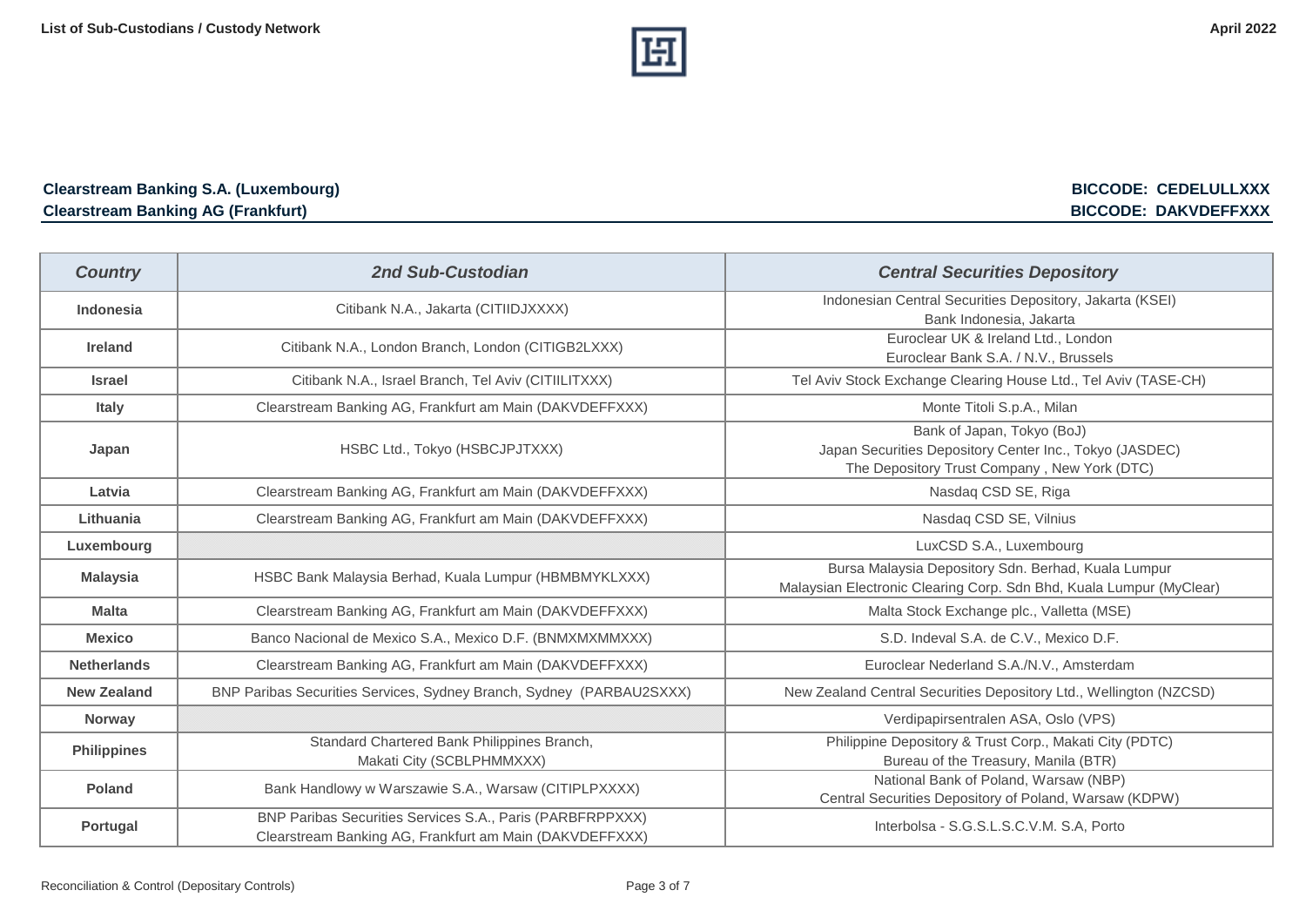**Clearstream Banking S.A. (Luxembourg)** **BICCODE: CEDELULLXXX**
**Clearstream Banking AG (Frankfurt)** **BICCODE: DAKVDEFFXXX**

| *Country* | *2nd Sub-Custodian* | *Central Securities Depository* |
|---|---|---|
| **Indonesia** | Citibank N.A., Jakarta (CITIIDJXXXX) | Indonesian Central Securities Depository, Jakarta (KSEI)<br>Bank Indonesia, Jakarta |
| **Ireland** | Citibank N.A., London Branch, London (CITIGB2LXXX) | Euroclear UK & Ireland Ltd., London<br>Euroclear Bank S.A. / N.V., Brussels |
| **Israel** | Citibank N.A., Israel Branch, Tel Aviv (CITIILITXXX) | Tel Aviv Stock Exchange Clearing House Ltd., Tel Aviv (TASE-CH) |
| **Italy** | Clearstream Banking AG, Frankfurt am Main (DAKVDEFFXXX) | Monte Titoli S.p.A., Milan |
| **Japan** | HSBC Ltd., Tokyo (HSBCJPJTXXX) | Bank of Japan, Tokyo (BoJ)<br>Japan Securities Depository Center Inc., Tokyo (JASDEC)<br>The Depository Trust Company , New York (DTC) |
| **Latvia** | Clearstream Banking AG, Frankfurt am Main (DAKVDEFFXXX) | Nasdaq CSD SE, Riga |
| **Lithuania** | Clearstream Banking AG, Frankfurt am Main (DAKVDEFFXXX) | Nasdaq CSD SE, Vilnius |
| **Luxembourg** | | LuxCSD S.A., Luxembourg |
| **Malaysia** | HSBC Bank Malaysia Berhad, Kuala Lumpur (HBMBMYKLXXX) | Bursa Malaysia Depository Sdn. Berhad, Kuala Lumpur<br>Malaysian Electronic Clearing Corp. Sdn Bhd, Kuala Lumpur (MyClear) |
| **Malta** | Clearstream Banking AG, Frankfurt am Main (DAKVDEFFXXX) | Malta Stock Exchange plc., Valletta (MSE) |
| **Mexico** | Banco Nacional de Mexico S.A., Mexico D.F. (BNMXMXMMXXX) | S.D. Indeval S.A. de C.V., Mexico D.F. |
| **Netherlands** | Clearstream Banking AG, Frankfurt am Main (DAKVDEFFXXX) | Euroclear Nederland S.A./N.V., Amsterdam |
| **New Zealand** | BNP Paribas Securities Services, Sydney Branch, Sydney (PARBAU2SXXX) | New Zealand Central Securities Depository Ltd., Wellington (NZCSD) |
| **Norway** | | Verdipapirsentralen ASA, Oslo (VPS) |
| **Philippines** | Standard Chartered Bank Philippines Branch,<br>Makati City (SCBLPHMMXXX) | Philippine Depository & Trust Corp., Makati City (PDTC)<br>Bureau of the Treasury, Manila (BTR) |
| **Poland** | Bank Handlowy w Warszawie S.A., Warsaw (CITIPLPXXXX) | National Bank of Poland, Warsaw (NBP)<br>Central Securities Depository of Poland, Warsaw (KDPW) |
| **Portugal** | BNP Paribas Securities Services S.A., Paris (PARBFRPPXXX)<br>Clearstream Banking AG, Frankfurt am Main (DAKVDEFFXXX) | Interbolsa - S.G.S.L.S.C.V.M. S.A, Porto |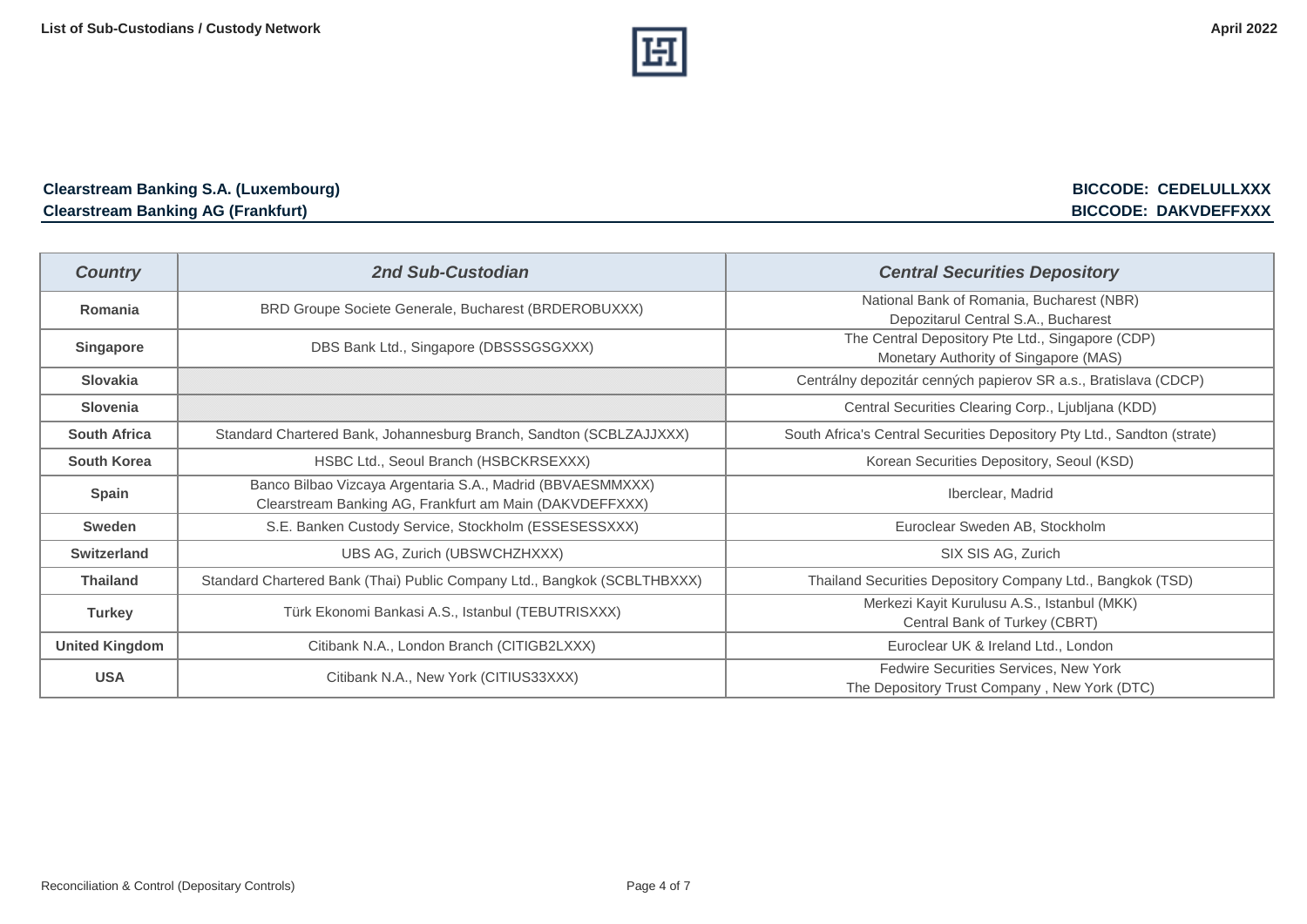**Clearstream Banking S.A. (Luxembourg)** **BICCODE: CEDELULLXXX**
**Clearstream Banking AG (Frankfurt)** **BICCODE: DAKVDEFFXXX**

| *Country* | *2nd Sub-Custodian* | *Central Securities Depository* |
|---|---|---|
| **Romania** | BRD Groupe Societe Generale, Bucharest (BRDEROBUXXX) | National Bank of Romania, Bucharest (NBR)<br>Depozitarul Central S.A., Bucharest |
| **Singapore** | DBS Bank Ltd., Singapore (DBSSSGSGXXX) | The Central Depository Pte Ltd., Singapore (CDP)<br>Monetary Authority of Singapore (MAS) |
| **Slovakia** | | Centrálny depozitár cenných papierov SR a.s., Bratislava (CDCP) |
| **Slovenia** | | Central Securities Clearing Corp., Ljubljana (KDD) |
| **South Africa** | Standard Chartered Bank, Johannesburg Branch, Sandton (SCBLZAJJXXX) | South Africa's Central Securities Depository Pty Ltd., Sandton (strate) |
| **South Korea** | HSBC Ltd., Seoul Branch (HSBCKRSEXXX) | Korean Securities Depository, Seoul (KSD) |
| **Spain** | Banco Bilbao Vizcaya Argentaria S.A., Madrid (BBVAESMMXXX)<br>Clearstream Banking AG, Frankfurt am Main (DAKVDEFFXXX) | Iberclear, Madrid |
| **Sweden** | S.E. Banken Custody Service, Stockholm (ESSESESSXXX) | Euroclear Sweden AB, Stockholm |
| **Switzerland** | UBS AG, Zurich (UBSWCHZHXXX) | SIX SIS AG, Zurich |
| **Thailand** | Standard Chartered Bank (Thai) Public Company Ltd., Bangkok (SCBLTHBXXX) | Thailand Securities Depository Company Ltd., Bangkok (TSD) |
| **Turkey** | Türk Ekonomi Bankasi A.S., Istanbul (TEBUTRISXXX) | Merkezi Kayit Kurulusu A.S., Istanbul (MKK)<br>Central Bank of Turkey (CBRT) |
| **United Kingdom** | Citibank N.A., London Branch (CITIGB2LXXX) | Euroclear UK & Ireland Ltd., London |
| **USA** | Citibank N.A., New York (CITIUS33XXX) | Fedwire Securities Services, New York<br>The Depository Trust Company , New York (DTC) |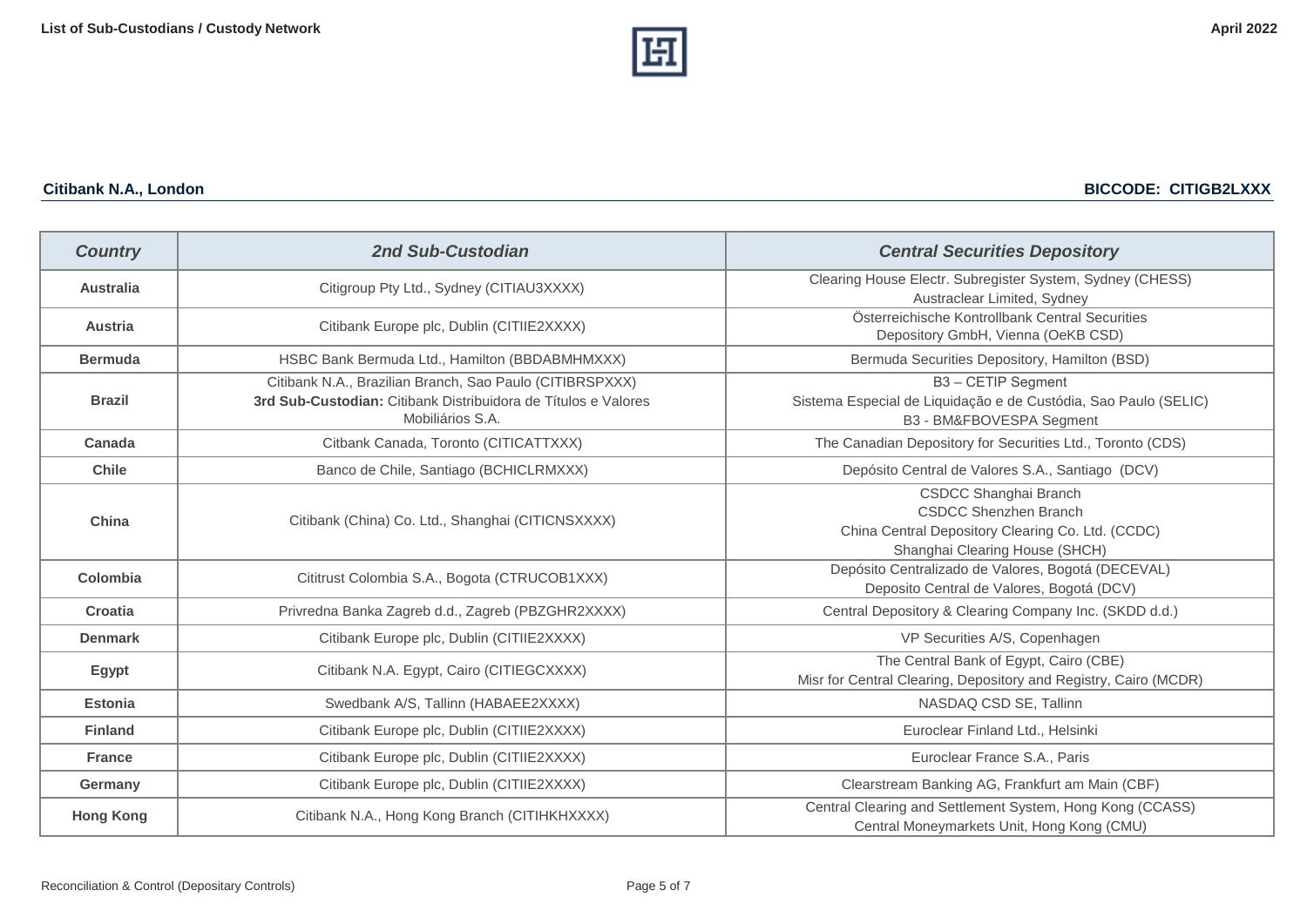**Citibank N.A., London** **BICCODE: CITIGB2LXXX**

| *Country* | *2nd Sub-Custodian* | *Central Securities Depository* |
|---|---|---|
| **Australia** | Citigroup Pty Ltd., Sydney (CITIAU3XXXX) | Clearing House Electr. Subregister System, Sydney (CHESS)<br>Austraclear Limited, Sydney |
| **Austria** | Citibank Europe plc, Dublin (CITIIE2XXXX) | Österreichische Kontrollbank Central Securities Depository GmbH, Vienna (OeKB CSD) |
| **Bermuda** | HSBC Bank Bermuda Ltd., Hamilton (BBDABMHMXXX) | Bermuda Securities Depository, Hamilton (BSD) |
| **Brazil** | Citibank N.A., Brazilian Branch, Sao Paulo (CITIBRSPXXX)<br>**3rd Sub-Custodian:** Citibank Distribuidora de Títulos e Valores Mobiliários S.A. | B3 – CETIP Segment<br>Sistema Especial de Liquidação e de Custódia, Sao Paulo (SELIC)<br>B3 - BM&FBOVESPA Segment |
| **Canada** | Citibank Canada, Toronto (CITICATTXXX) | The Canadian Depository for Securities Ltd., Toronto (CDS) |
| **Chile** | Banco de Chile, Santiago (BCHICLRMXXX) | Depósito Central de Valores S.A., Santiago (DCV) |
| **China** | Citibank (China) Co. Ltd., Shanghai (CITICNSXXXX) | CSDCC Shanghai Branch<br>CSDCC Shenzhen Branch<br>China Central Depository Clearing Co. Ltd. (CCDC)<br>Shanghai Clearing House (SHCH) |
| **Colombia** | Cititrust Colombia S.A., Bogota (CTRUCOB1XXX) | Depósito Centralizado de Valores, Bogotá (DECEVAL)<br>Deposito Central de Valores, Bogotá (DCV) |
| **Croatia** | Privredna Banka Zagreb d.d., Zagreb (PBZGHR2XXXX) | Central Depository & Clearing Company Inc. (SKDD d.d.) |
| **Denmark** | Citibank Europe plc, Dublin (CITIIE2XXXX) | VP Securities A/S, Copenhagen |
| **Egypt** | Citibank N.A. Egypt, Cairo (CITIEGCXXXX) | The Central Bank of Egypt, Cairo (CBE)<br>Misr for Central Clearing, Depository and Registry, Cairo (MCDR) |
| **Estonia** | Swedbank A/S, Tallinn (HABAEE2XXXX) | NASDAQ CSD SE, Tallinn |
| **Finland** | Citibank Europe plc, Dublin (CITIIE2XXXX) | Euroclear Finland Ltd., Helsinki |
| **France** | Citibank Europe plc, Dublin (CITIIE2XXXX) | Euroclear France S.A., Paris |
| **Germany** | Citibank Europe plc, Dublin (CITIIE2XXXX) | Clearstream Banking AG, Frankfurt am Main (CBF) |
| **Hong Kong** | Citibank N.A., Hong Kong Branch (CITIHKHXXXX) | Central Clearing and Settlement System, Hong Kong (CCASS)<br>Central Moneymarkets Unit, Hong Kong (CMU) |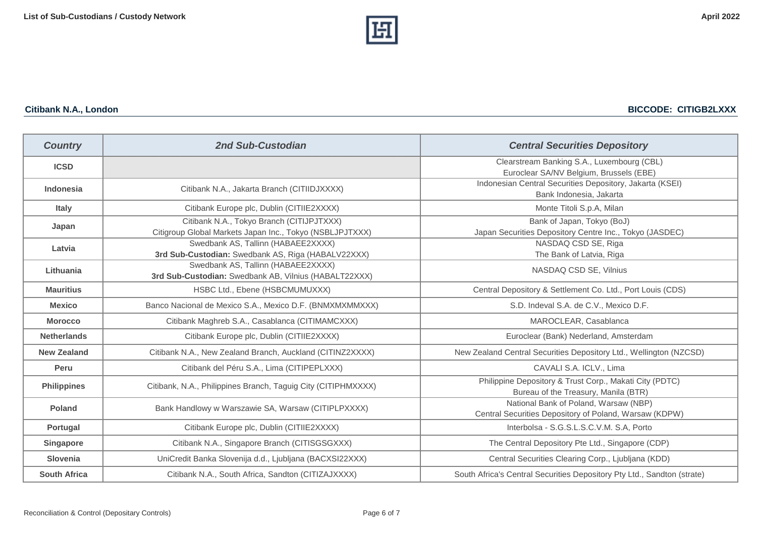**Citibank N.A., London** **BICCODE: CITIGB2LXXX**

| *Country* | *2nd Sub-Custodian* | *Central Securities Depository* |
|---|---|---|
| **ICSD** | | Clearstream Banking S.A., Luxembourg (CBL)<br>Euroclear SA/NV Belgium, Brussels (EBE) |
| **Indonesia** | Citibank N.A., Jakarta Branch (CITIIDJXXXX) | Indonesian Central Securities Depository, Jakarta (KSEI)<br>Bank Indonesia, Jakarta |
| **Italy** | Citibank Europe plc, Dublin (CITIIE2XXXX) | Monte Titoli S.p.A, Milan |
| **Japan** | Citibank N.A., Tokyo Branch (CITIJPJTXXX)<br>Citigroup Global Markets Japan Inc., Tokyo (NSBLJPJTXXX) | Bank of Japan, Tokyo (BoJ)<br>Japan Securities Depository Centre Inc., Tokyo (JASDEC) |
| **Latvia** | Swedbank AS, Tallinn (HABAEE2XXXX)<br>**3rd Sub-Custodian:** Swedbank AS, Riga (HABALV22XXX) | NASDAQ CSD SE, Riga<br>The Bank of Latvia, Riga |
| **Lithuania** | Swedbank AS, Tallinn (HABAEE2XXXX)<br>**3rd Sub-Custodian:** Swedbank AB, Vilnius (HABALT22XXX) | NASDAQ CSD SE, Vilnius |
| **Mauritius** | HSBC Ltd., Ebene (HSBCMUMUXXX) | Central Depository & Settlement Co. Ltd., Port Louis (CDS) |
| **Mexico** | Banco Nacional de Mexico S.A., Mexico D.F. (BNMXMXMMXXX) | S.D. Indeval S.A. de C.V., Mexico D.F. |
| **Morocco** | Citibank Maghreb S.A., Casablanca (CITIMAMCXXX) | MAROCLEAR, Casablanca |
| **Netherlands** | Citibank Europe plc, Dublin (CITIIE2XXXX) | Euroclear (Bank) Nederland, Amsterdam |
| **New Zealand** | Citibank N.A., New Zealand Branch, Auckland (CITINZ2XXXX) | New Zealand Central Securities Depository Ltd., Wellington (NZCSD) |
| **Peru** | Citibank del Péru S.A., Lima (CITIPEPLXXX) | CAVALI S.A. ICLV., Lima |
| **Philippines** | Citibank, N.A., Philippines Branch, Taguig City (CITIPHMXXXX) | Philippine Depository & Trust Corp., Makati City (PDTC)<br>Bureau of the Treasury, Manila (BTR) |
| **Poland** | Bank Handlowy w Warszawie SA, Warsaw (CITIPLPXXXX) | National Bank of Poland, Warsaw (NBP)<br>Central Securities Depository of Poland, Warsaw (KDPW) |
| **Portugal** | Citibank Europe plc, Dublin (CITIIE2XXXX) | Interbolsa - S.G.S.L.S.C.V.M. S.A, Porto |
| **Singapore** | Citibank N.A., Singapore Branch (CITISGSGXXX) | The Central Depository Pte Ltd., Singapore (CDP) |
| **Slovenia** | UniCredit Banka Slovenija d.d., Ljubljana (BACXSI22XXX) | Central Securities Clearing Corp., Ljubljana (KDD) |
| **South Africa** | Citibank N.A., South Africa, Sandton (CITIZAJXXXX) | South Africa's Central Securities Depository Pty Ltd., Sandton (strate) |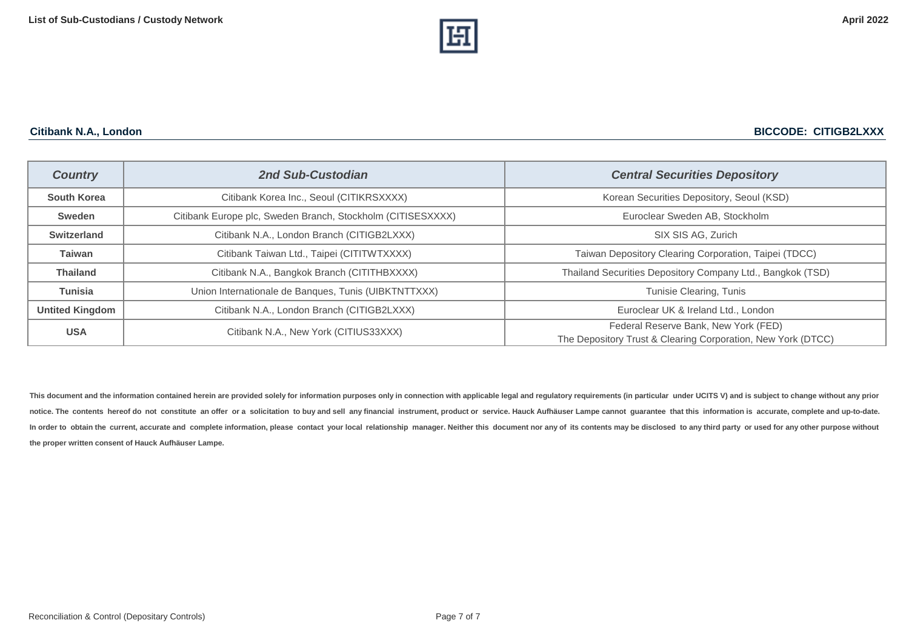**Citibank N.A., London** **BICCODE: CITIGB2LXXX**

| *Country* | *2nd Sub-Custodian* | *Central Securities Depository* |
|---|---|---|
| **South Korea** | Citibank Korea Inc., Seoul (CITIKRSXXXX) | Korean Securities Depository, Seoul (KSD) |
| **Sweden** | Citibank Europe plc, Sweden Branch, Stockholm (CITISESXXXX) | Euroclear Sweden AB, Stockholm |
| **Switzerland** | Citibank N.A., London Branch (CITIGB2LXXX) | SIX SIS AG, Zurich |
| **Taiwan** | Citibank Taiwan Ltd., Taipei (CITITWTXXXX) | Taiwan Depository Clearing Corporation, Taipei (TDCC) |
| **Thailand** | Citibank N.A., Bangkok Branch (CITITHBXXXX) | Thailand Securities Depository Company Ltd., Bangkok (TSD) |
| **Tunisia** | Union Internationale de Banques, Tunis (UIBKTNTTXXX) | Tunisie Clearing, Tunis |
| **Untited Kingdom** | Citibank N.A., London Branch (CITIGB2LXXX) | Euroclear UK & Ireland Ltd., London |
| **USA** | Citibank N.A., New York (CITIUS33XXX) | Federal Reserve Bank, New York (FED)<br>The Depository Trust & Clearing Corporation, New York (DTCC) |

**This document and the information contained herein are provided solely for information purposes only in connection with applicable legal and regulatory requirements (in particular under UCITS V) and is subject to change without any prior notice. The contents hereof do not constitute an offer or a solicitation to buy and sell any financial instrument, product or service. Hauck Aufhäuser Lampe cannot guarantee that this information is accurate, complete and up-to-date. In order to obtain the current, accurate and complete information, please contact your local relationship manager. Neither this document nor any of its contents may be disclosed to any third party or used for any other purpose without the proper written consent of Hauck Aufhäuser Lampe.**